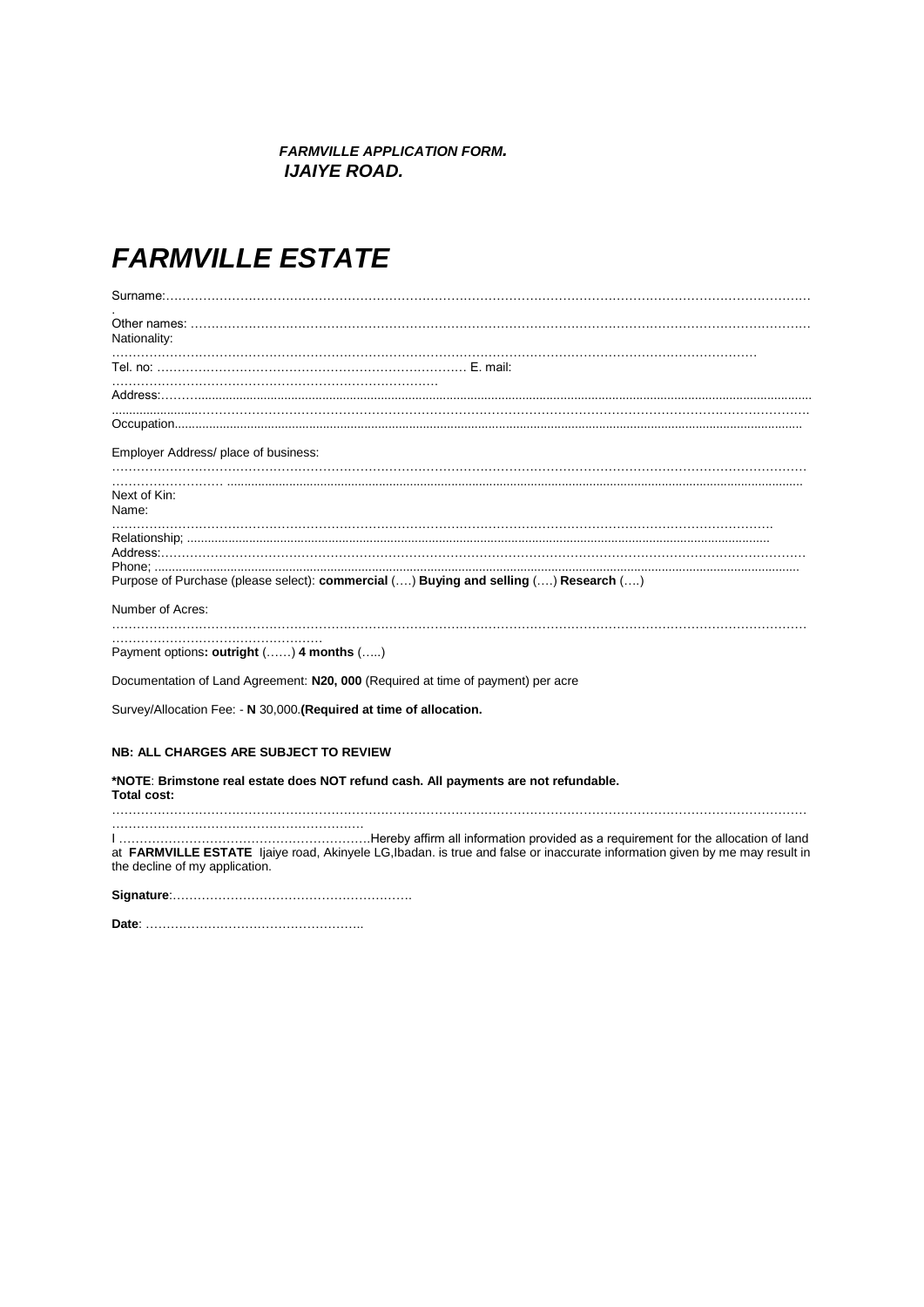***FARMVILLE APPLICATION FORM.***
***IJAIYE ROAD.***

# *FARMVILLE ESTATE*

Surname:…………………………………………………………………………………………………………………………………………
.
Other names: ………………………………………………………………………………………………………………………………
Nationality:
…………………………………………………………………………………………………………………………………
Tel. no: ………………………………………………………………… E. mail:
……………………………………………………………………
Address:…………........................................................................................................................................
.........................……………………………………………………………………………………………………………
Occupation..........................................................................................................................................

Employer Address/ place of business:
…………………………………………………………………………………………………………………………………………
……………………… ...........................................................................................................................
Next of Kin:
Name:
……………………………………………………………………………………………………………………………….
Relationship; .............................................................................................................................
Address:……………………………………………………………………………………………………………………………
Phone; ..........................................................................................................................................
Purpose of Purchase (please select): **commercial** (….) **Buying and selling** (….) **Research** (….)

Number of Acres:
…………………………………………………………………………………………………………………………………………
……………………………………………
Payment options**: outright** (……) **4 months** (…..)

Documentation of Land Agreement: **N20, 000** (Required at time of payment) per acre

Survey/Allocation Fee: - **N** 30,000.**(Required at time of allocation.**

**NB: ALL CHARGES ARE SUBJECT TO REVIEW**

***NOTE**: **Brimstone real estate does NOT refund cash. All payments are not refundable.**
**Total cost:**
…………………………………………………………………………………………………………………………………………
……………………………………………………

I ……………………………………………………Hereby affirm all information provided as a requirement for the allocation of land at **FARMVILLE ESTATE** Ijaiye road, Akinyele LG,Ibadan. is true and false or inaccurate information given by me may result in the decline of my application.

**Signature**:………………………………………………….

**Date**: ……………………………………………..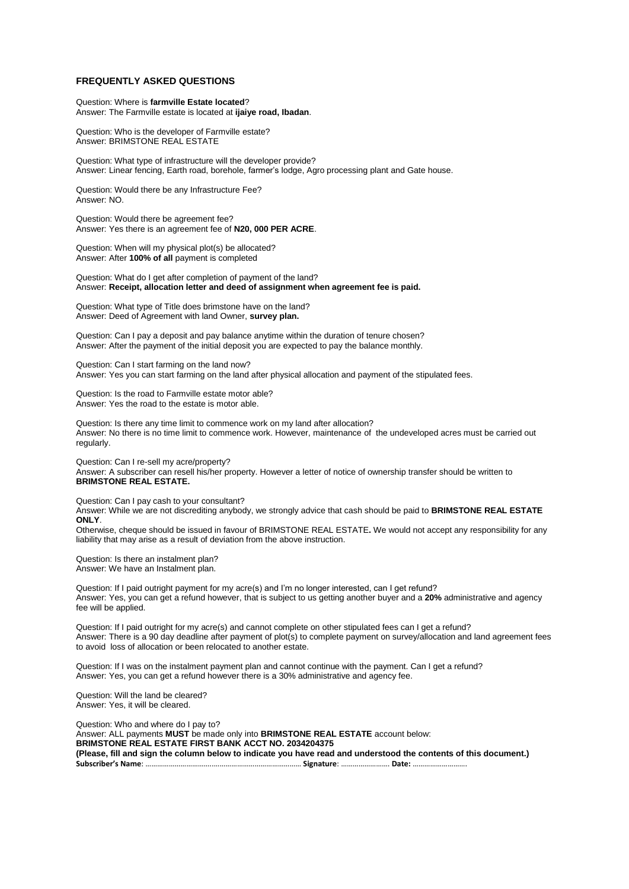## FREQUENTLY ASKED QUESTIONS

Question: Where is **farmville Estate located**?
Answer: The Farmville estate is located at **ijaiye road, Ibadan**.

Question: Who is the developer of Farmville estate?
Answer: BRIMSTONE REAL ESTATE

Question: What type of infrastructure will the developer provide?
Answer: Linear fencing, Earth road, borehole, farmer's lodge, Agro processing plant and Gate house.

Question: Would there be any Infrastructure Fee?
Answer: NO.

Question: Would there be agreement fee?
Answer: Yes there is an agreement fee of **N20, 000 PER ACRE**.

Question: When will my physical plot(s) be allocated?
Answer: After **100% of all** payment is completed

Question: What do I get after completion of payment of the land?
Answer: **Receipt, allocation letter and deed of assignment when agreement fee is paid.**

Question: What type of Title does brimstone have on the land?
Answer: Deed of Agreement with land Owner, **survey plan.**

Question: Can I pay a deposit and pay balance anytime within the duration of tenure chosen?
Answer: After the payment of the initial deposit you are expected to pay the balance monthly.

Question: Can I start farming on the land now?
Answer: Yes you can start farming on the land after physical allocation and payment of the stipulated fees.

Question: Is the road to Farmville estate motor able?
Answer: Yes the road to the estate is motor able.

Question: Is there any time limit to commence work on my land after allocation?
Answer: No there is no time limit to commence work. However, maintenance of the undeveloped acres must be carried out regularly.

Question: Can I re-sell my acre/property?
Answer: A subscriber can resell his/her property. However a letter of notice of ownership transfer should be written to **BRIMSTONE REAL ESTATE.**

Question: Can I pay cash to your consultant?
Answer: While we are not discrediting anybody, we strongly advice that cash should be paid to **BRIMSTONE REAL ESTATE ONLY**.
Otherwise, cheque should be issued in favour of BRIMSTONE REAL ESTATE**.** We would not accept any responsibility for any liability that may arise as a result of deviation from the above instruction.

Question: Is there an instalment plan?
Answer: We have an Instalment plan.

Question: If I paid outright payment for my acre(s) and I'm no longer interested, can I get refund?
Answer: Yes, you can get a refund however, that is subject to us getting another buyer and a **20%** administrative and agency fee will be applied.

Question: If I paid outright for my acre(s) and cannot complete on other stipulated fees can I get a refund?
Answer: There is a 90 day deadline after payment of plot(s) to complete payment on survey/allocation and land agreement fees to avoid loss of allocation or been relocated to another estate.

Question: If I was on the instalment payment plan and cannot continue with the payment. Can I get a refund?
Answer: Yes, you can get a refund however there is a 30% administrative and agency fee.

Question: Will the land be cleared?
Answer: Yes, it will be cleared.

Question: Who and where do I pay to?
Answer: ALL payments **MUST** be made only into **BRIMSTONE REAL ESTATE** account below:
**BRIMSTONE REAL ESTATE FIRST BANK ACCT NO. 2034204375**
**(Please, fill and sign the column below to indicate you have read and understood the contents of this document.)**
**Subscriber's Name**: ................................................................................ **Signature**: ......................... **Date:** ............................